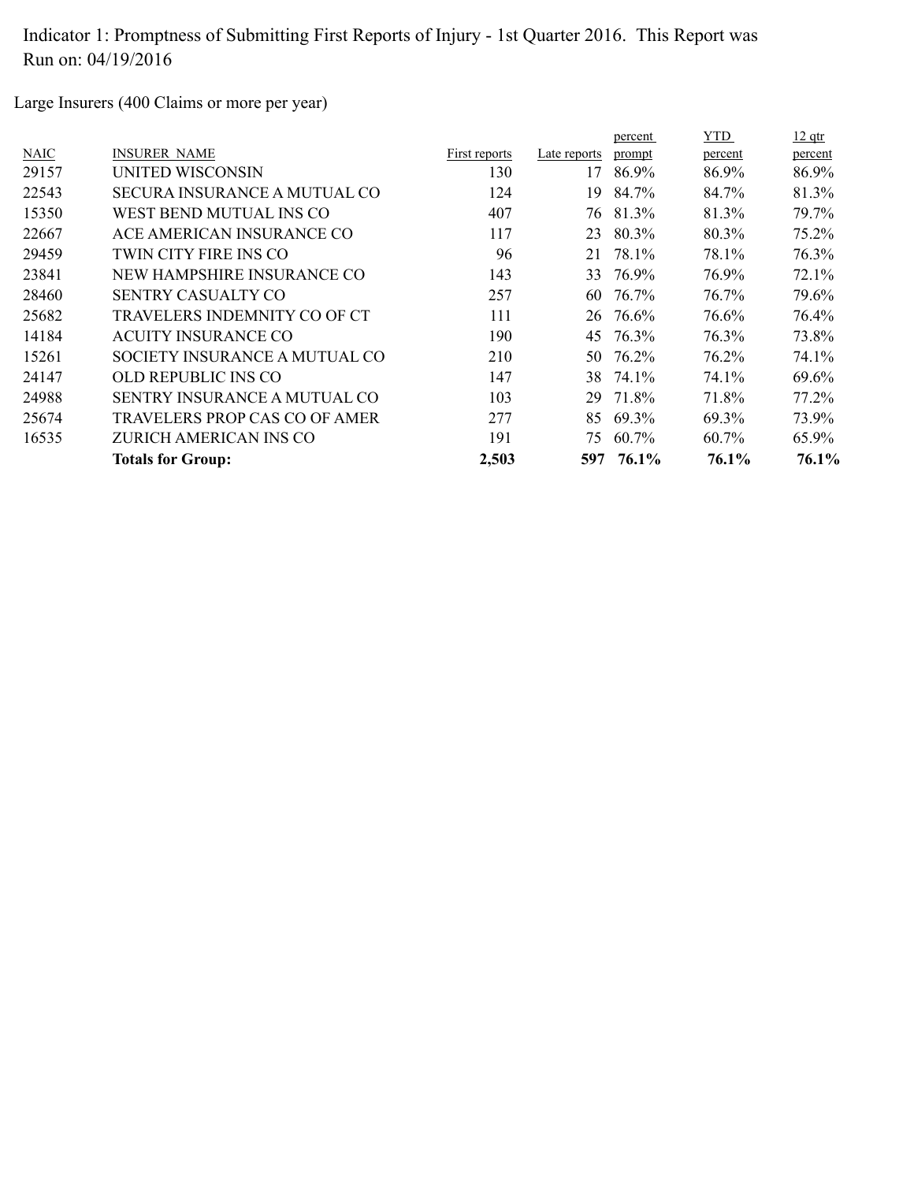Indicator 1: Promptness of Submitting First Reports of Injury - 1st Quarter 2016. This Report was Run on: 04/19/2016

Large Insurers (400 Claims or more per year)

| NAIC | INSURER NAME | First reports | Late reports | percent prompt | YTD percent | 12 qtr percent |
|---|---|---|---|---|---|---|
| 29157 | UNITED WISCONSIN | 130 | 17 | 86.9% | 86.9% | 86.9% |
| 22543 | SECURA INSURANCE A MUTUAL CO | 124 | 19 | 84.7% | 84.7% | 81.3% |
| 15350 | WEST BEND MUTUAL INS CO | 407 | 76 | 81.3% | 81.3% | 79.7% |
| 22667 | ACE AMERICAN INSURANCE CO | 117 | 23 | 80.3% | 80.3% | 75.2% |
| 29459 | TWIN CITY FIRE INS CO | 96 | 21 | 78.1% | 78.1% | 76.3% |
| 23841 | NEW HAMPSHIRE INSURANCE CO | 143 | 33 | 76.9% | 76.9% | 72.1% |
| 28460 | SENTRY CASUALTY CO | 257 | 60 | 76.7% | 76.7% | 79.6% |
| 25682 | TRAVELERS INDEMNITY CO OF CT | 111 | 26 | 76.6% | 76.6% | 76.4% |
| 14184 | ACUITY INSURANCE CO | 190 | 45 | 76.3% | 76.3% | 73.8% |
| 15261 | SOCIETY INSURANCE A MUTUAL CO | 210 | 50 | 76.2% | 76.2% | 74.1% |
| 24147 | OLD REPUBLIC INS CO | 147 | 38 | 74.1% | 74.1% | 69.6% |
| 24988 | SENTRY INSURANCE A MUTUAL CO | 103 | 29 | 71.8% | 71.8% | 77.2% |
| 25674 | TRAVELERS PROP CAS CO OF AMER | 277 | 85 | 69.3% | 69.3% | 73.9% |
| 16535 | ZURICH AMERICAN INS CO | 191 | 75 | 60.7% | 60.7% | 65.9% |
| | **Totals for Group:** | **2,503** | **597** | **76.1%** | **76.1%** | **76.1%** |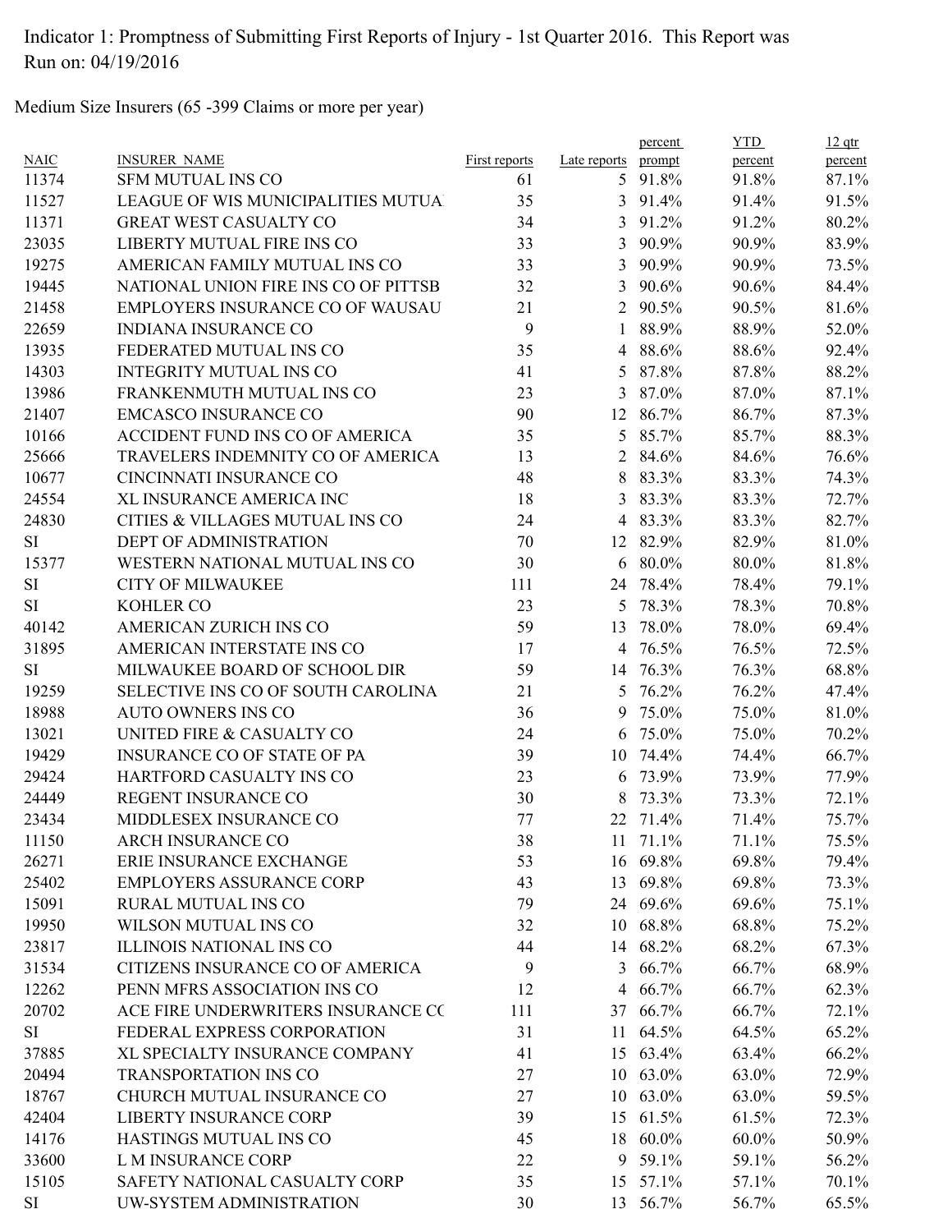Indicator 1: Promptness of Submitting First Reports of Injury - 1st Quarter 2016. This Report was Run on: 04/19/2016

Medium Size Insurers (65 -399 Claims or more per year)

| NAIC | INSURER NAME | First reports | Late reports | percent prompt | YTD percent | 12 qtr percent |
|---|---|---|---|---|---|---|
| 11374 | SFM MUTUAL INS CO | 61 | 5 | 91.8% | 91.8% | 87.1% |
| 11527 | LEAGUE OF WIS MUNICIPALITIES MUTUA | 35 | 3 | 91.4% | 91.4% | 91.5% |
| 11371 | GREAT WEST CASUALTY CO | 34 | 3 | 91.2% | 91.2% | 80.2% |
| 23035 | LIBERTY MUTUAL FIRE INS CO | 33 | 3 | 90.9% | 90.9% | 83.9% |
| 19275 | AMERICAN FAMILY MUTUAL INS CO | 33 | 3 | 90.9% | 90.9% | 73.5% |
| 19445 | NATIONAL UNION FIRE INS CO OF PITTSB | 32 | 3 | 90.6% | 90.6% | 84.4% |
| 21458 | EMPLOYERS INSURANCE CO OF WAUSAU | 21 | 2 | 90.5% | 90.5% | 81.6% |
| 22659 | INDIANA INSURANCE CO | 9 | 1 | 88.9% | 88.9% | 52.0% |
| 13935 | FEDERATED MUTUAL INS CO | 35 | 4 | 88.6% | 88.6% | 92.4% |
| 14303 | INTEGRITY MUTUAL INS CO | 41 | 5 | 87.8% | 87.8% | 88.2% |
| 13986 | FRANKENMUTH MUTUAL INS CO | 23 | 3 | 87.0% | 87.0% | 87.1% |
| 21407 | EMCASCO INSURANCE CO | 90 | 12 | 86.7% | 86.7% | 87.3% |
| 10166 | ACCIDENT FUND INS CO OF AMERICA | 35 | 5 | 85.7% | 85.7% | 88.3% |
| 25666 | TRAVELERS INDEMNITY CO OF AMERICA | 13 | 2 | 84.6% | 84.6% | 76.6% |
| 10677 | CINCINNATI INSURANCE CO | 48 | 8 | 83.3% | 83.3% | 74.3% |
| 24554 | XL INSURANCE AMERICA INC | 18 | 3 | 83.3% | 83.3% | 72.7% |
| 24830 | CITIES & VILLAGES MUTUAL INS CO | 24 | 4 | 83.3% | 83.3% | 82.7% |
| SI | DEPT OF ADMINISTRATION | 70 | 12 | 82.9% | 82.9% | 81.0% |
| 15377 | WESTERN NATIONAL MUTUAL INS CO | 30 | 6 | 80.0% | 80.0% | 81.8% |
| SI | CITY OF MILWAUKEE | 111 | 24 | 78.4% | 78.4% | 79.1% |
| SI | KOHLER CO | 23 | 5 | 78.3% | 78.3% | 70.8% |
| 40142 | AMERICAN ZURICH INS CO | 59 | 13 | 78.0% | 78.0% | 69.4% |
| 31895 | AMERICAN INTERSTATE INS CO | 17 | 4 | 76.5% | 76.5% | 72.5% |
| SI | MILWAUKEE BOARD OF SCHOOL DIR | 59 | 14 | 76.3% | 76.3% | 68.8% |
| 19259 | SELECTIVE INS CO OF SOUTH CAROLINA | 21 | 5 | 76.2% | 76.2% | 47.4% |
| 18988 | AUTO OWNERS INS CO | 36 | 9 | 75.0% | 75.0% | 81.0% |
| 13021 | UNITED FIRE & CASUALTY CO | 24 | 6 | 75.0% | 75.0% | 70.2% |
| 19429 | INSURANCE CO OF STATE OF PA | 39 | 10 | 74.4% | 74.4% | 66.7% |
| 29424 | HARTFORD CASUALTY INS CO | 23 | 6 | 73.9% | 73.9% | 77.9% |
| 24449 | REGENT INSURANCE CO | 30 | 8 | 73.3% | 73.3% | 72.1% |
| 23434 | MIDDLESEX INSURANCE CO | 77 | 22 | 71.4% | 71.4% | 75.7% |
| 11150 | ARCH INSURANCE CO | 38 | 11 | 71.1% | 71.1% | 75.5% |
| 26271 | ERIE INSURANCE EXCHANGE | 53 | 16 | 69.8% | 69.8% | 79.4% |
| 25402 | EMPLOYERS ASSURANCE CORP | 43 | 13 | 69.8% | 69.8% | 73.3% |
| 15091 | RURAL MUTUAL INS CO | 79 | 24 | 69.6% | 69.6% | 75.1% |
| 19950 | WILSON MUTUAL INS CO | 32 | 10 | 68.8% | 68.8% | 75.2% |
| 23817 | ILLINOIS NATIONAL INS CO | 44 | 14 | 68.2% | 68.2% | 67.3% |
| 31534 | CITIZENS INSURANCE CO OF AMERICA | 9 | 3 | 66.7% | 66.7% | 68.9% |
| 12262 | PENN MFRS ASSOCIATION INS CO | 12 | 4 | 66.7% | 66.7% | 62.3% |
| 20702 | ACE FIRE UNDERWRITERS INSURANCE CC | 111 | 37 | 66.7% | 66.7% | 72.1% |
| SI | FEDERAL EXPRESS CORPORATION | 31 | 11 | 64.5% | 64.5% | 65.2% |
| 37885 | XL SPECIALTY INSURANCE COMPANY | 41 | 15 | 63.4% | 63.4% | 66.2% |
| 20494 | TRANSPORTATION INS CO | 27 | 10 | 63.0% | 63.0% | 72.9% |
| 18767 | CHURCH MUTUAL INSURANCE CO | 27 | 10 | 63.0% | 63.0% | 59.5% |
| 42404 | LIBERTY INSURANCE CORP | 39 | 15 | 61.5% | 61.5% | 72.3% |
| 14176 | HASTINGS MUTUAL INS CO | 45 | 18 | 60.0% | 60.0% | 50.9% |
| 33600 | L M INSURANCE CORP | 22 | 9 | 59.1% | 59.1% | 56.2% |
| 15105 | SAFETY NATIONAL CASUALTY CORP | 35 | 15 | 57.1% | 57.1% | 70.1% |
| SI | UW-SYSTEM ADMINISTRATION | 30 | 13 | 56.7% | 56.7% | 65.5% |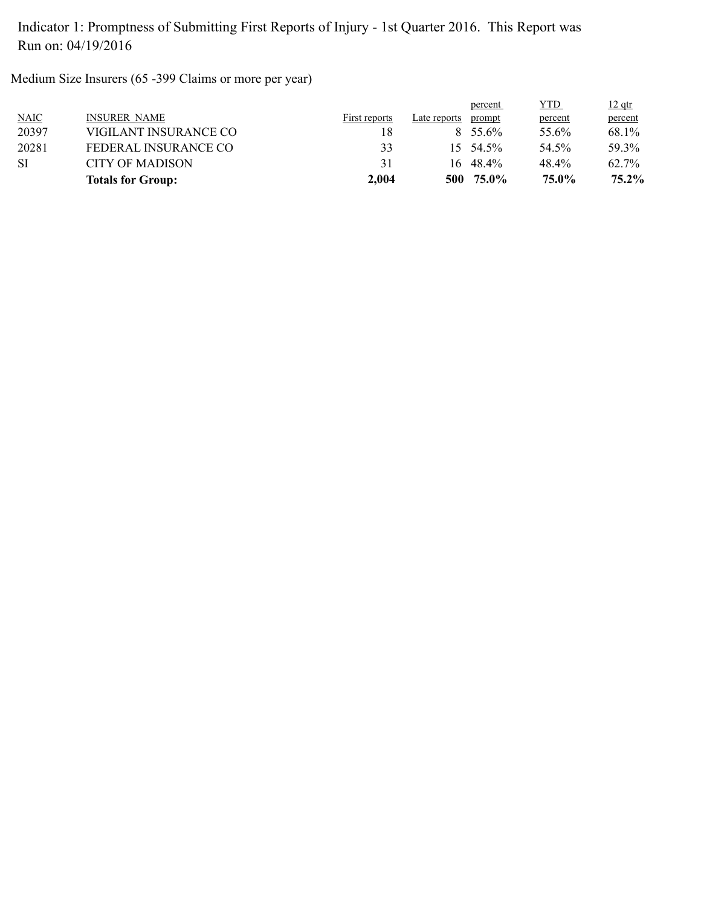Indicator 1: Promptness of Submitting First Reports of Injury - 1st Quarter 2016. This Report was Run on: 04/19/2016

Medium Size Insurers (65 -399 Claims or more per year)

| NAIC | INSURER NAME | First reports | Late reports | percent prompt | YTD percent | 12 qtr percent |
|---|---|---|---|---|---|---|
| 20397 | VIGILANT INSURANCE CO | 18 | 8 | 55.6% | 55.6% | 68.1% |
| 20281 | FEDERAL INSURANCE CO | 33 | 15 | 54.5% | 54.5% | 59.3% |
| SI | CITY OF MADISON | 31 | 16 | 48.4% | 48.4% | 62.7% |
| | **Totals for Group:** | **2,004** | **500** | **75.0%** | **75.0%** | **75.2%** |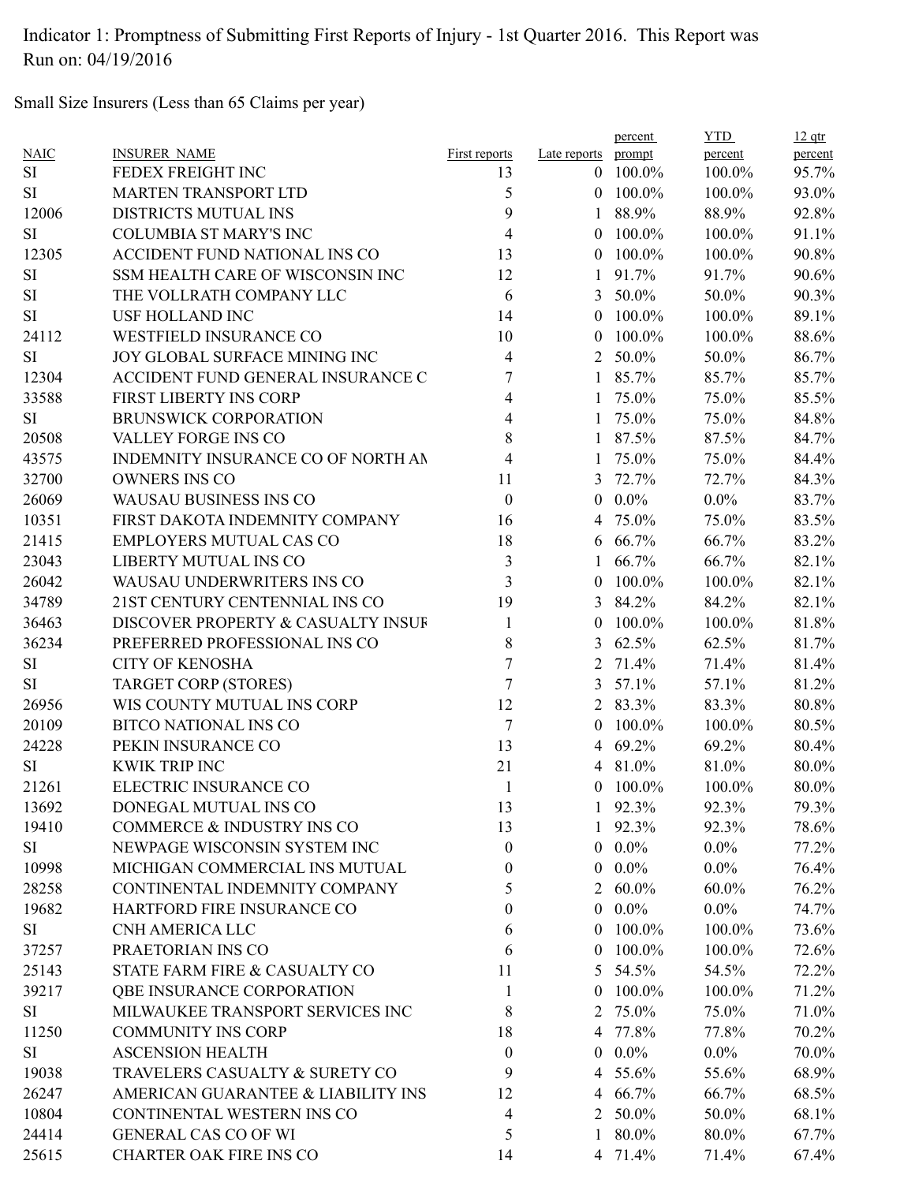Indicator 1: Promptness of Submitting First Reports of Injury - 1st Quarter 2016. This Report was Run on: 04/19/2016

Small Size Insurers (Less than 65 Claims per year)

| NAIC | INSURER_NAME | First reports | Late reports | percent prompt | YTD percent | 12 qtr percent |
|---|---|---|---|---|---|---|
| SI | FEDEX FREIGHT INC | 13 | 0 | 100.0% | 100.0% | 95.7% |
| SI | MARTEN TRANSPORT LTD | 5 | 0 | 100.0% | 100.0% | 93.0% |
| 12006 | DISTRICTS MUTUAL INS | 9 | 1 | 88.9% | 88.9% | 92.8% |
| SI | COLUMBIA ST MARY'S INC | 4 | 0 | 100.0% | 100.0% | 91.1% |
| 12305 | ACCIDENT FUND NATIONAL INS CO | 13 | 0 | 100.0% | 100.0% | 90.8% |
| SI | SSM HEALTH CARE OF WISCONSIN INC | 12 | 1 | 91.7% | 91.7% | 90.6% |
| SI | THE VOLLRATH COMPANY LLC | 6 | 3 | 50.0% | 50.0% | 90.3% |
| SI | USF HOLLAND INC | 14 | 0 | 100.0% | 100.0% | 89.1% |
| 24112 | WESTFIELD INSURANCE CO | 10 | 0 | 100.0% | 100.0% | 88.6% |
| SI | JOY GLOBAL SURFACE MINING INC | 4 | 2 | 50.0% | 50.0% | 86.7% |
| 12304 | ACCIDENT FUND GENERAL INSURANCE C | 7 | 1 | 85.7% | 85.7% | 85.7% |
| 33588 | FIRST LIBERTY INS CORP | 4 | 1 | 75.0% | 75.0% | 85.5% |
| SI | BRUNSWICK CORPORATION | 4 | 1 | 75.0% | 75.0% | 84.8% |
| 20508 | VALLEY FORGE INS CO | 8 | 1 | 87.5% | 87.5% | 84.7% |
| 43575 | INDEMNITY INSURANCE CO OF NORTH AM | 4 | 1 | 75.0% | 75.0% | 84.4% |
| 32700 | OWNERS INS CO | 11 | 3 | 72.7% | 72.7% | 84.3% |
| 26069 | WAUSAU BUSINESS INS CO | 0 | 0 | 0.0% | 0.0% | 83.7% |
| 10351 | FIRST DAKOTA INDEMNITY COMPANY | 16 | 4 | 75.0% | 75.0% | 83.5% |
| 21415 | EMPLOYERS MUTUAL CAS CO | 18 | 6 | 66.7% | 66.7% | 83.2% |
| 23043 | LIBERTY MUTUAL INS CO | 3 | 1 | 66.7% | 66.7% | 82.1% |
| 26042 | WAUSAU UNDERWRITERS INS CO | 3 | 0 | 100.0% | 100.0% | 82.1% |
| 34789 | 21ST CENTURY CENTENNIAL INS CO | 19 | 3 | 84.2% | 84.2% | 82.1% |
| 36463 | DISCOVER PROPERTY & CASUALTY INSUR | 1 | 0 | 100.0% | 100.0% | 81.8% |
| 36234 | PREFERRED PROFESSIONAL INS CO | 8 | 3 | 62.5% | 62.5% | 81.7% |
| SI | CITY OF KENOSHA | 7 | 2 | 71.4% | 71.4% | 81.4% |
| SI | TARGET CORP (STORES) | 7 | 3 | 57.1% | 57.1% | 81.2% |
| 26956 | WIS COUNTY MUTUAL INS CORP | 12 | 2 | 83.3% | 83.3% | 80.8% |
| 20109 | BITCO NATIONAL INS CO | 7 | 0 | 100.0% | 100.0% | 80.5% |
| 24228 | PEKIN INSURANCE CO | 13 | 4 | 69.2% | 69.2% | 80.4% |
| SI | KWIK TRIP INC | 21 | 4 | 81.0% | 81.0% | 80.0% |
| 21261 | ELECTRIC INSURANCE CO | 1 | 0 | 100.0% | 100.0% | 80.0% |
| 13692 | DONEGAL MUTUAL INS CO | 13 | 1 | 92.3% | 92.3% | 79.3% |
| 19410 | COMMERCE & INDUSTRY INS CO | 13 | 1 | 92.3% | 92.3% | 78.6% |
| SI | NEWPAGE WISCONSIN SYSTEM INC | 0 | 0 | 0.0% | 0.0% | 77.2% |
| 10998 | MICHIGAN COMMERCIAL INS MUTUAL | 0 | 0 | 0.0% | 0.0% | 76.4% |
| 28258 | CONTINENTAL INDEMNITY COMPANY | 5 | 2 | 60.0% | 60.0% | 76.2% |
| 19682 | HARTFORD FIRE INSURANCE CO | 0 | 0 | 0.0% | 0.0% | 74.7% |
| SI | CNH AMERICA LLC | 6 | 0 | 100.0% | 100.0% | 73.6% |
| 37257 | PRAETORIAN INS CO | 6 | 0 | 100.0% | 100.0% | 72.6% |
| 25143 | STATE FARM FIRE & CASUALTY CO | 11 | 5 | 54.5% | 54.5% | 72.2% |
| 39217 | QBE INSURANCE CORPORATION | 1 | 0 | 100.0% | 100.0% | 71.2% |
| SI | MILWAUKEE TRANSPORT SERVICES INC | 8 | 2 | 75.0% | 75.0% | 71.0% |
| 11250 | COMMUNITY INS CORP | 18 | 4 | 77.8% | 77.8% | 70.2% |
| SI | ASCENSION HEALTH | 0 | 0 | 0.0% | 0.0% | 70.0% |
| 19038 | TRAVELERS CASUALTY & SURETY CO | 9 | 4 | 55.6% | 55.6% | 68.9% |
| 26247 | AMERICAN GUARANTEE & LIABILITY INS | 12 | 4 | 66.7% | 66.7% | 68.5% |
| 10804 | CONTINENTAL WESTERN INS CO | 4 | 2 | 50.0% | 50.0% | 68.1% |
| 24414 | GENERAL CAS CO OF WI | 5 | 1 | 80.0% | 80.0% | 67.7% |
| 25615 | CHARTER OAK FIRE INS CO | 14 | 4 | 71.4% | 71.4% | 67.4% |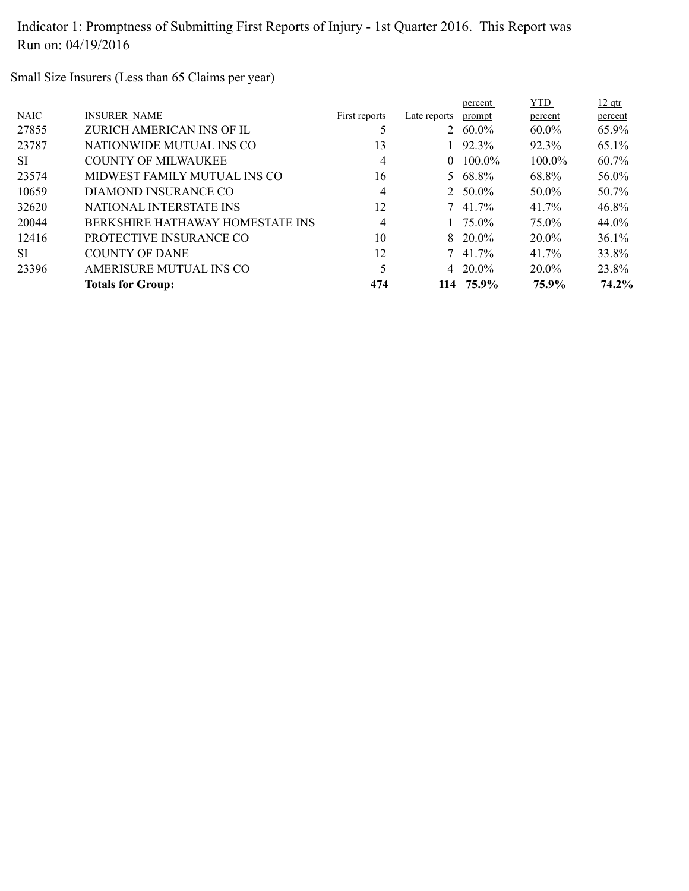Indicator 1: Promptness of Submitting First Reports of Injury - 1st Quarter 2016. This Report was Run on: 04/19/2016

Small Size Insurers (Less than 65 Claims per year)

| NAIC | INSURER NAME | First reports | Late reports | percent prompt | YTD percent | 12 qtr percent |
|---|---|---|---|---|---|---|
| 27855 | ZURICH AMERICAN INS OF IL | 5 | 2 | 60.0% | 60.0% | 65.9% |
| 23787 | NATIONWIDE MUTUAL INS CO | 13 | 1 | 92.3% | 92.3% | 65.1% |
| SI | COUNTY OF MILWAUKEE | 4 | 0 | 100.0% | 100.0% | 60.7% |
| 23574 | MIDWEST FAMILY MUTUAL INS CO | 16 | 5 | 68.8% | 68.8% | 56.0% |
| 10659 | DIAMOND INSURANCE CO | 4 | 2 | 50.0% | 50.0% | 50.7% |
| 32620 | NATIONAL INTERSTATE INS | 12 | 7 | 41.7% | 41.7% | 46.8% |
| 20044 | BERKSHIRE HATHAWAY HOMESTATE INS | 4 | 1 | 75.0% | 75.0% | 44.0% |
| 12416 | PROTECTIVE INSURANCE CO | 10 | 8 | 20.0% | 20.0% | 36.1% |
| SI | COUNTY OF DANE | 12 | 7 | 41.7% | 41.7% | 33.8% |
| 23396 | AMERISURE MUTUAL INS CO | 5 | 4 | 20.0% | 20.0% | 23.8% |
| | **Totals for Group:** | **474** | **114** | **75.9%** | **75.9%** | **74.2%** |